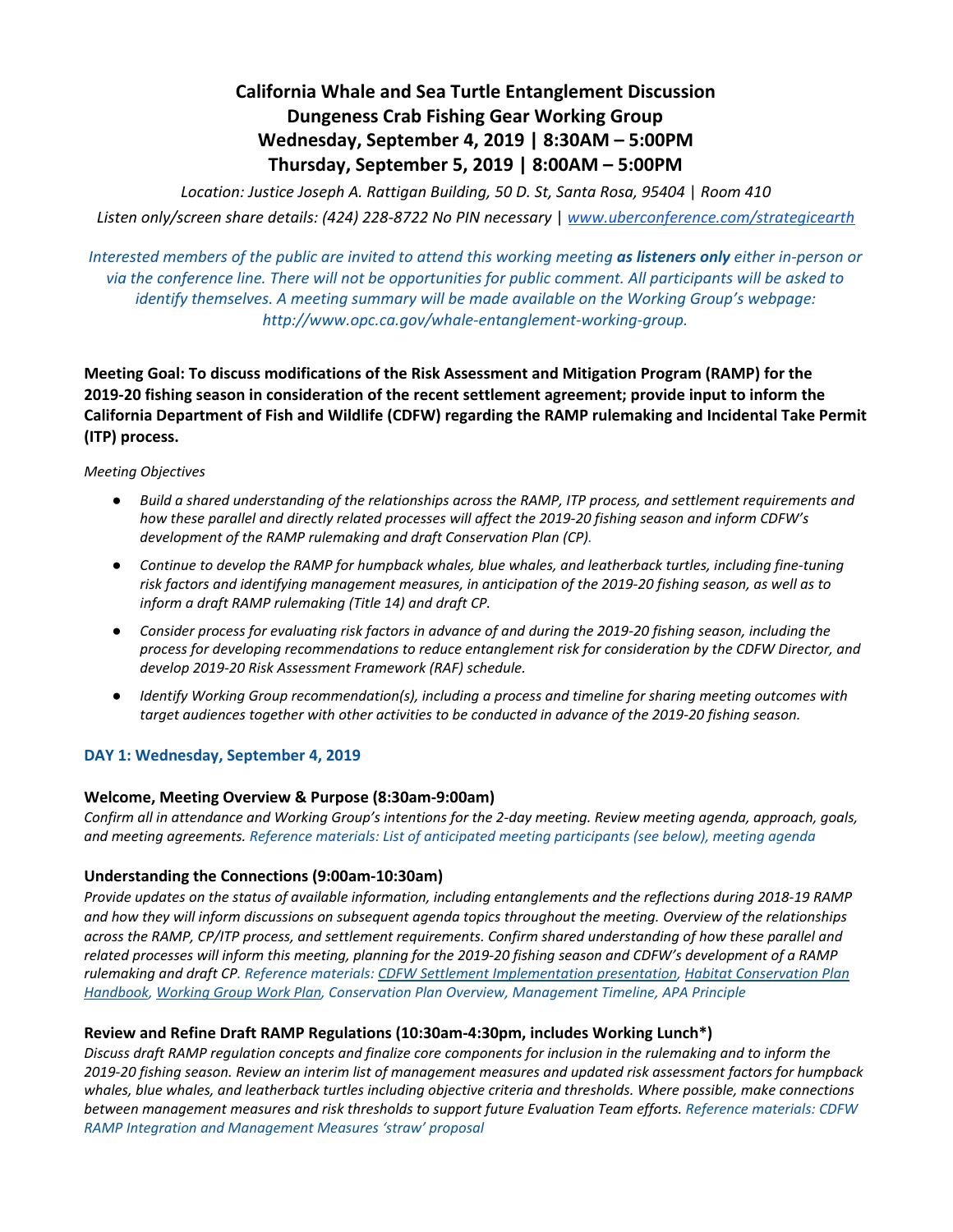# California Whale and Sea Turtle Entanglement Discussion
# Dungeness Crab Fishing Gear Working Group
# Wednesday, September 4, 2019 | 8:30AM – 5:00PM
# Thursday, September 5, 2019 | 8:00AM – 5:00PM

*Location: Justice Joseph A. Rattigan Building, 50 D. St, Santa Rosa, 95404 | Room 410*

*Listen only/screen share details: (424) 228-8722 No PIN necessary | [www.uberconference.com/strategicearth](www.uberconference.com/strategicearth)*

*Interested members of the public are invited to attend this working meeting **as listeners only** either in-person or via the conference line. There will not be opportunities for public comment. All participants will be asked to identify themselves. A meeting summary will be made available on the Working Group's webpage: http://www.opc.ca.gov/whale-entanglement-working-group.*

**Meeting Goal: To discuss modifications of the Risk Assessment and Mitigation Program (RAMP) for the 2019-20 fishing season in consideration of the recent settlement agreement; provide input to inform the California Department of Fish and Wildlife (CDFW) regarding the RAMP rulemaking and Incidental Take Permit (ITP) process.**

*Meeting Objectives*

- *Build a shared understanding of the relationships across the RAMP, ITP process, and settlement requirements and how these parallel and directly related processes will affect the 2019-20 fishing season and inform CDFW's development of the RAMP rulemaking and draft Conservation Plan (CP).*
- *Continue to develop the RAMP for humpback whales, blue whales, and leatherback turtles, including fine-tuning risk factors and identifying management measures, in anticipation of the 2019-20 fishing season, as well as to inform a draft RAMP rulemaking (Title 14) and draft CP.*
- *Consider process for evaluating risk factors in advance of and during the 2019-20 fishing season, including the process for developing recommendations to reduce entanglement risk for consideration by the CDFW Director, and develop 2019-20 Risk Assessment Framework (RAF) schedule.*
- *Identify Working Group recommendation(s), including a process and timeline for sharing meeting outcomes with target audiences together with other activities to be conducted in advance of the 2019-20 fishing season.*

## DAY 1: Wednesday, September 4, 2019

### Welcome, Meeting Overview & Purpose (8:30am-9:00am)

*Confirm all in attendance and Working Group's intentions for the 2-day meeting. Review meeting agenda, approach, goals, and meeting agreements. Reference materials: List of anticipated meeting participants (see below), meeting agenda*

### Understanding the Connections (9:00am-10:30am)

*Provide updates on the status of available information, including entanglements and the reflections during 2018-19 RAMP and how they will inform discussions on subsequent agenda topics throughout the meeting. Overview of the relationships across the RAMP, CP/ITP process, and settlement requirements. Confirm shared understanding of how these parallel and related processes will inform this meeting, planning for the 2019-20 fishing season and CDFW's development of a RAMP rulemaking and draft CP. Reference materials: [CDFW Settlement Implementation presentation](), [Habitat Conservation Plan Handbook](), [Working Group Work Plan](), Conservation Plan Overview, Management Timeline, APA Principle*

### Review and Refine Draft RAMP Regulations (10:30am-4:30pm, includes Working Lunch*)

*Discuss draft RAMP regulation concepts and finalize core components for inclusion in the rulemaking and to inform the 2019-20 fishing season. Review an interim list of management measures and updated risk assessment factors for humpback whales, blue whales, and leatherback turtles including objective criteria and thresholds. Where possible, make connections between management measures and risk thresholds to support future Evaluation Team efforts. Reference materials: CDFW RAMP Integration and Management Measures 'straw' proposal*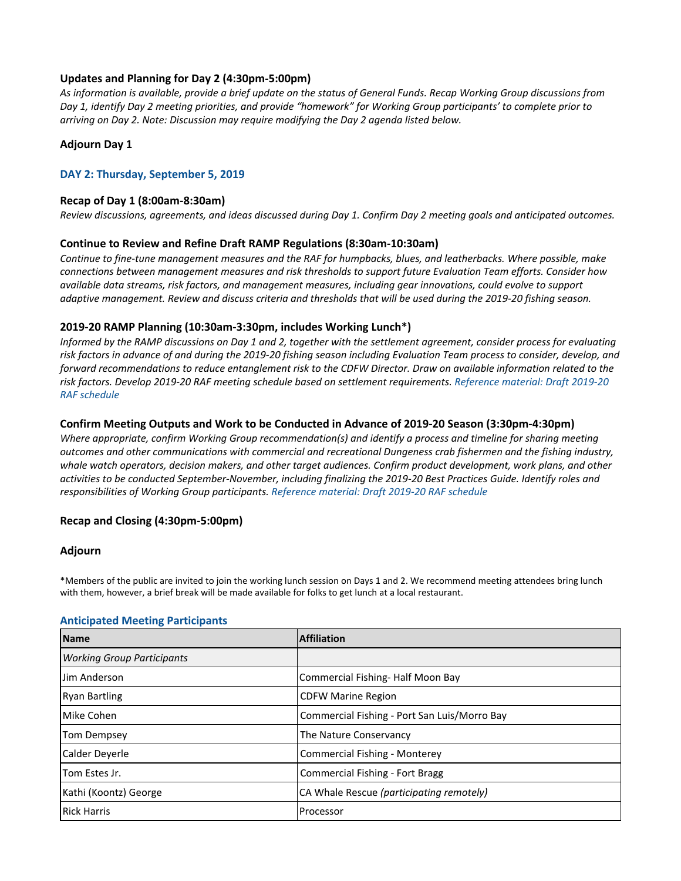### Updates and Planning for Day 2 (4:30pm-5:00pm)

*As information is available, provide a brief update on the status of General Funds. Recap Working Group discussions from Day 1, identify Day 2 meeting priorities, and provide "homework" for Working Group participants' to complete prior to arriving on Day 2. Note: Discussion may require modifying the Day 2 agenda listed below.*

### Adjourn Day 1

## DAY 2: Thursday, September 5, 2019

### Recap of Day 1 (8:00am-8:30am)

*Review discussions, agreements, and ideas discussed during Day 1. Confirm Day 2 meeting goals and anticipated outcomes.*

### Continue to Review and Refine Draft RAMP Regulations (8:30am-10:30am)

*Continue to fine-tune management measures and the RAF for humpbacks, blues, and leatherbacks. Where possible, make connections between management measures and risk thresholds to support future Evaluation Team efforts. Consider how available data streams, risk factors, and management measures, including gear innovations, could evolve to support adaptive management. Review and discuss criteria and thresholds that will be used during the 2019-20 fishing season.*

### 2019-20 RAMP Planning (10:30am-3:30pm, includes Working Lunch*)

*Informed by the RAMP discussions on Day 1 and 2, together with the settlement agreement, consider process for evaluating risk factors in advance of and during the 2019-20 fishing season including Evaluation Team process to consider, develop, and forward recommendations to reduce entanglement risk to the CDFW Director. Draw on available information related to the risk factors. Develop 2019-20 RAF meeting schedule based on settlement requirements. Reference material: Draft 2019-20 RAF schedule*

### Confirm Meeting Outputs and Work to be Conducted in Advance of 2019-20 Season (3:30pm-4:30pm)

*Where appropriate, confirm Working Group recommendation(s) and identify a process and timeline for sharing meeting outcomes and other communications with commercial and recreational Dungeness crab fishermen and the fishing industry, whale watch operators, decision makers, and other target audiences. Confirm product development, work plans, and other activities to be conducted September-November, including finalizing the 2019-20 Best Practices Guide. Identify roles and responsibilities of Working Group participants. Reference material: Draft 2019-20 RAF schedule*

### Recap and Closing (4:30pm-5:00pm)

### Adjourn

*Members of the public are invited to join the working lunch session on Days 1 and 2. We recommend meeting attendees bring lunch with them, however, a brief break will be made available for folks to get lunch at a local restaurant.

## Anticipated Meeting Participants

| Name | Affiliation |
|---|---|
| *Working Group Participants* | |
| Jim Anderson | Commercial Fishing- Half Moon Bay |
| Ryan Bartling | CDFW Marine Region |
| Mike Cohen | Commercial Fishing - Port San Luis/Morro Bay |
| Tom Dempsey | The Nature Conservancy |
| Calder Deyerle | Commercial Fishing - Monterey |
| Tom Estes Jr. | Commercial Fishing - Fort Bragg |
| Kathi (Koontz) George | CA Whale Rescue *(participating remotely)* |
| Rick Harris | Processor |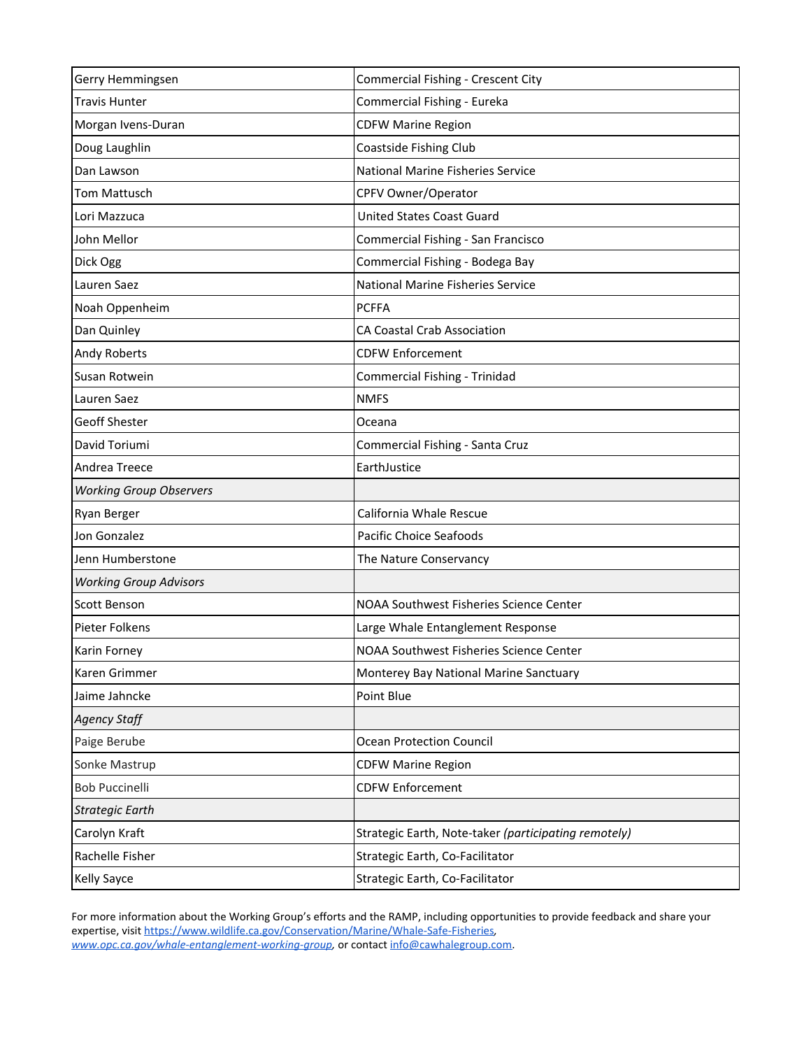| | |
|---|---|
| Gerry Hemmingsen | Commercial Fishing - Crescent City |
| Travis Hunter | Commercial Fishing - Eureka |
| Morgan Ivens-Duran | CDFW Marine Region |
| Doug Laughlin | Coastside Fishing Club |
| Dan Lawson | National Marine Fisheries Service |
| Tom Mattusch | CPFV Owner/Operator |
| Lori Mazzuca | United States Coast Guard |
| John Mellor | Commercial Fishing - San Francisco |
| Dick Ogg | Commercial Fishing - Bodega Bay |
| Lauren Saez | National Marine Fisheries Service |
| Noah Oppenheim | PCFFA |
| Dan Quinley | CA Coastal Crab Association |
| Andy Roberts | CDFW Enforcement |
| Susan Rotwein | Commercial Fishing - Trinidad |
| Lauren Saez | NMFS |
| Geoff Shester | Oceana |
| David Toriumi | Commercial Fishing - Santa Cruz |
| Andrea Treece | EarthJustice |
| *Working Group Observers* | |
| Ryan Berger | California Whale Rescue |
| Jon Gonzalez | Pacific Choice Seafoods |
| Jenn Humberstone | The Nature Conservancy |
| *Working Group Advisors* | |
| Scott Benson | NOAA Southwest Fisheries Science Center |
| Pieter Folkens | Large Whale Entanglement Response |
| Karin Forney | NOAA Southwest Fisheries Science Center |
| Karen Grimmer | Monterey Bay National Marine Sanctuary |
| Jaime Jahncke | Point Blue |
| *Agency Staff* | |
| Paige Berube | Ocean Protection Council |
| Sonke Mastrup | CDFW Marine Region |
| Bob Puccinelli | CDFW Enforcement |
| *Strategic Earth* | |
| Carolyn Kraft | Strategic Earth, Note-taker *(participating remotely)* |
| Rachelle Fisher | Strategic Earth, Co-Facilitator |
| Kelly Sayce | Strategic Earth, Co-Facilitator |

For more information about the Working Group's efforts and the RAMP, including opportunities to provide feedback and share your expertise, visit https://www.wildlife.ca.gov/Conservation/Marine/Whale-Safe-Fisheries, *www.opc.ca.gov/whale-entanglement-working-group*, or contact info@cawhalegroup.com.